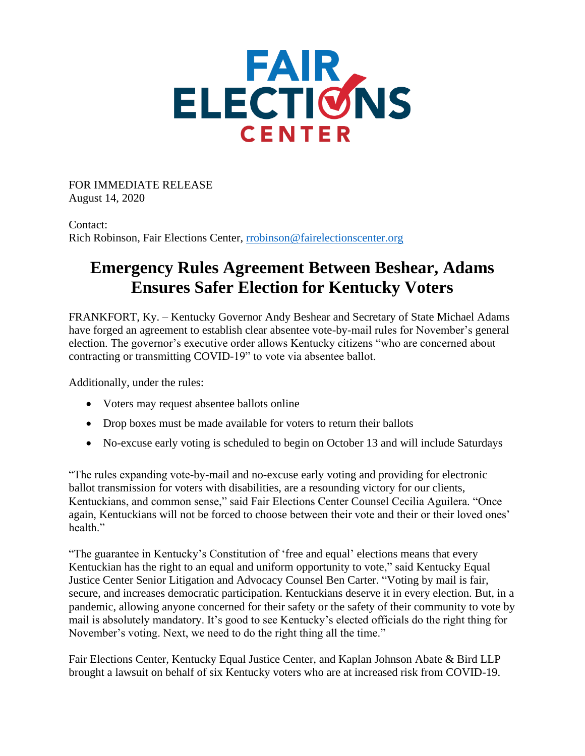FAIR ELECTIONS CENTER

FOR IMMEDIATE RELEASE
August 14, 2020

Contact:
Rich Robinson, Fair Elections Center, rrobinson@fairelectionscenter.org

# Emergency Rules Agreement Between Beshear, Adams Ensures Safer Election for Kentucky Voters

FRANKFORT, Ky. – Kentucky Governor Andy Beshear and Secretary of State Michael Adams have forged an agreement to establish clear absentee vote-by-mail rules for November's general election. The governor's executive order allows Kentucky citizens "who are concerned about contracting or transmitting COVID-19" to vote via absentee ballot.

Additionally, under the rules:

- Voters may request absentee ballots online
- Drop boxes must be made available for voters to return their ballots
- No-excuse early voting is scheduled to begin on October 13 and will include Saturdays

"The rules expanding vote-by-mail and no-excuse early voting and providing for electronic ballot transmission for voters with disabilities, are a resounding victory for our clients, Kentuckians, and common sense," said Fair Elections Center Counsel Cecilia Aguilera. "Once again, Kentuckians will not be forced to choose between their vote and their or their loved ones' health."

"The guarantee in Kentucky's Constitution of 'free and equal' elections means that every Kentuckian has the right to an equal and uniform opportunity to vote," said Kentucky Equal Justice Center Senior Litigation and Advocacy Counsel Ben Carter. "Voting by mail is fair, secure, and increases democratic participation. Kentuckians deserve it in every election. But, in a pandemic, allowing anyone concerned for their safety or the safety of their community to vote by mail is absolutely mandatory. It's good to see Kentucky's elected officials do the right thing for November's voting. Next, we need to do the right thing all the time."

Fair Elections Center, Kentucky Equal Justice Center, and Kaplan Johnson Abate & Bird LLP brought a lawsuit on behalf of six Kentucky voters who are at increased risk from COVID-19.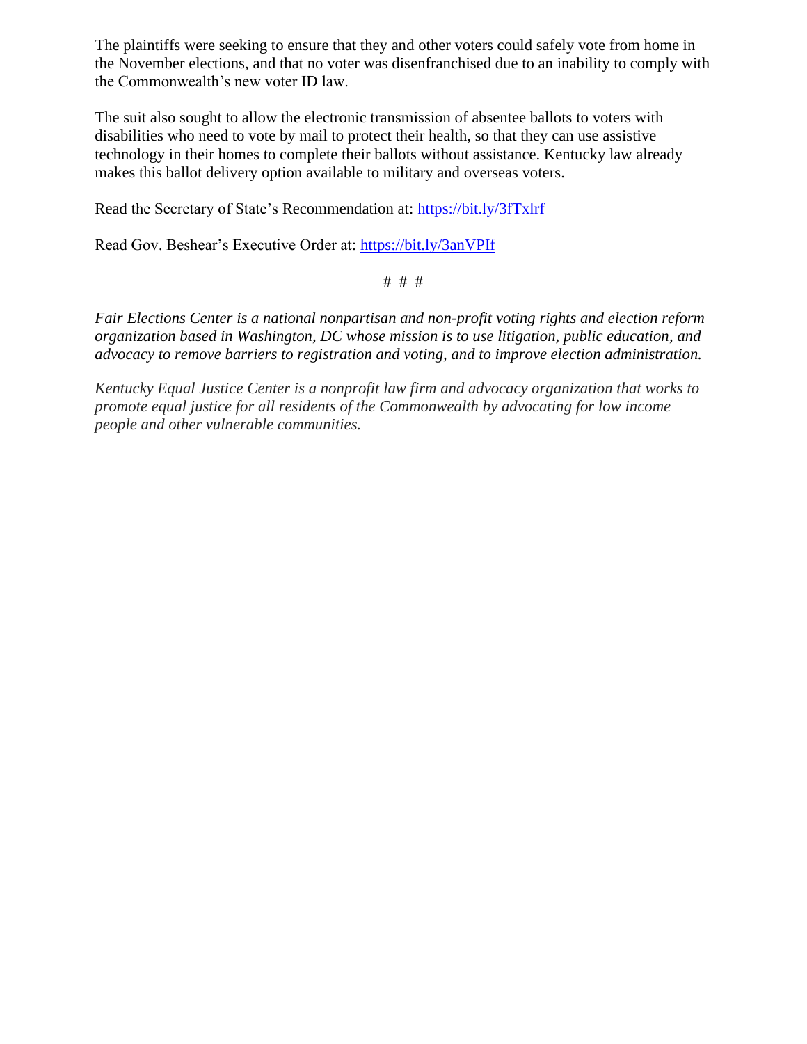The plaintiffs were seeking to ensure that they and other voters could safely vote from home in the November elections, and that no voter was disenfranchised due to an inability to comply with the Commonwealth's new voter ID law.

The suit also sought to allow the electronic transmission of absentee ballots to voters with disabilities who need to vote by mail to protect their health, so that they can use assistive technology in their homes to complete their ballots without assistance. Kentucky law already makes this ballot delivery option available to military and overseas voters.

Read the Secretary of State's Recommendation at: https://bit.ly/3fTxlrf

Read Gov. Beshear's Executive Order at: https://bit.ly/3anVPIf

# # #

*Fair Elections Center is a national nonpartisan and non-profit voting rights and election reform organization based in Washington, DC whose mission is to use litigation, public education, and advocacy to remove barriers to registration and voting, and to improve election administration.*

*Kentucky Equal Justice Center is a nonprofit law firm and advocacy organization that works to promote equal justice for all residents of the Commonwealth by advocating for low income people and other vulnerable communities.*